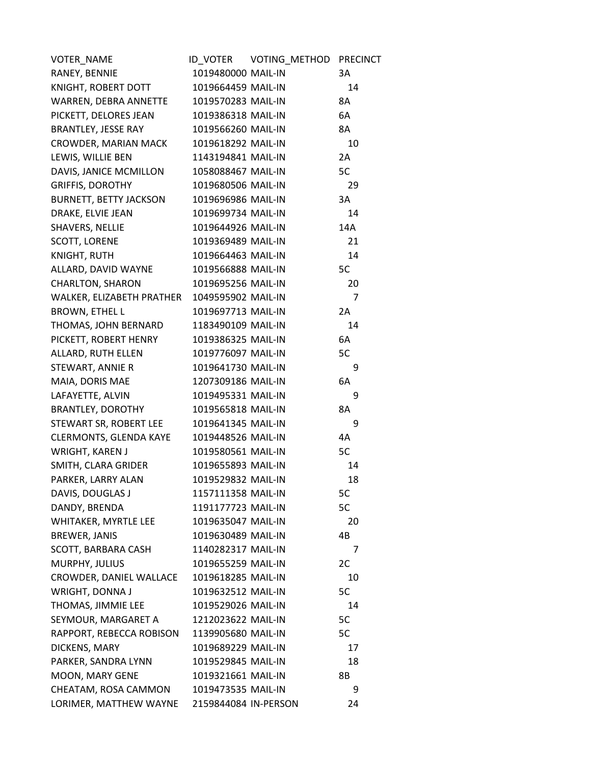| VOTER_NAME | ID_VOTER | VOTING_METHOD | PRECINCT |
|---|---|---|---|
| RANEY, BENNIE | 1019480000 | MAIL-IN | 3A |
| KNIGHT, ROBERT DOTT | 1019664459 | MAIL-IN | 14 |
| WARREN, DEBRA ANNETTE | 1019570283 | MAIL-IN | 8A |
| PICKETT, DELORES JEAN | 1019386318 | MAIL-IN | 6A |
| BRANTLEY, JESSE RAY | 1019566260 | MAIL-IN | 8A |
| CROWDER, MARIAN MACK | 1019618292 | MAIL-IN | 10 |
| LEWIS, WILLIE BEN | 1143194841 | MAIL-IN | 2A |
| DAVIS, JANICE MCMILLON | 1058088467 | MAIL-IN | 5C |
| GRIFFIS, DOROTHY | 1019680506 | MAIL-IN | 29 |
| BURNETT, BETTY JACKSON | 1019696986 | MAIL-IN | 3A |
| DRAKE, ELVIE JEAN | 1019699734 | MAIL-IN | 14 |
| SHAVERS, NELLIE | 1019644926 | MAIL-IN | 14A |
| SCOTT, LORENE | 1019369489 | MAIL-IN | 21 |
| KNIGHT, RUTH | 1019664463 | MAIL-IN | 14 |
| ALLARD, DAVID WAYNE | 1019566888 | MAIL-IN | 5C |
| CHARLTON, SHARON | 1019695256 | MAIL-IN | 20 |
| WALKER, ELIZABETH PRATHER | 1049595902 | MAIL-IN | 7 |
| BROWN, ETHEL L | 1019697713 | MAIL-IN | 2A |
| THOMAS, JOHN BERNARD | 1183490109 | MAIL-IN | 14 |
| PICKETT, ROBERT HENRY | 1019386325 | MAIL-IN | 6A |
| ALLARD, RUTH ELLEN | 1019776097 | MAIL-IN | 5C |
| STEWART, ANNIE R | 1019641730 | MAIL-IN | 9 |
| MAIA, DORIS MAE | 1207309186 | MAIL-IN | 6A |
| LAFAYETTE, ALVIN | 1019495331 | MAIL-IN | 9 |
| BRANTLEY, DOROTHY | 1019565818 | MAIL-IN | 8A |
| STEWART SR, ROBERT LEE | 1019641345 | MAIL-IN | 9 |
| CLERMONTS, GLENDA KAYE | 1019448526 | MAIL-IN | 4A |
| WRIGHT, KAREN J | 1019580561 | MAIL-IN | 5C |
| SMITH, CLARA GRIDER | 1019655893 | MAIL-IN | 14 |
| PARKER, LARRY ALAN | 1019529832 | MAIL-IN | 18 |
| DAVIS, DOUGLAS J | 1157111358 | MAIL-IN | 5C |
| DANDY, BRENDA | 1191177723 | MAIL-IN | 5C |
| WHITAKER, MYRTLE LEE | 1019635047 | MAIL-IN | 20 |
| BREWER, JANIS | 1019630489 | MAIL-IN | 4B |
| SCOTT, BARBARA CASH | 1140282317 | MAIL-IN | 7 |
| MURPHY, JULIUS | 1019655259 | MAIL-IN | 2C |
| CROWDER, DANIEL WALLACE | 1019618285 | MAIL-IN | 10 |
| WRIGHT, DONNA J | 1019632512 | MAIL-IN | 5C |
| THOMAS, JIMMIE LEE | 1019529026 | MAIL-IN | 14 |
| SEYMOUR, MARGARET A | 1212023622 | MAIL-IN | 5C |
| RAPPORT, REBECCA ROBISON | 1139905680 | MAIL-IN | 5C |
| DICKENS, MARY | 1019689229 | MAIL-IN | 17 |
| PARKER, SANDRA LYNN | 1019529845 | MAIL-IN | 18 |
| MOON, MARY GENE | 1019321661 | MAIL-IN | 8B |
| CHEATAM, ROSA CAMMON | 1019473535 | MAIL-IN | 9 |
| LORIMER, MATTHEW WAYNE | 2159844084 | IN-PERSON | 24 |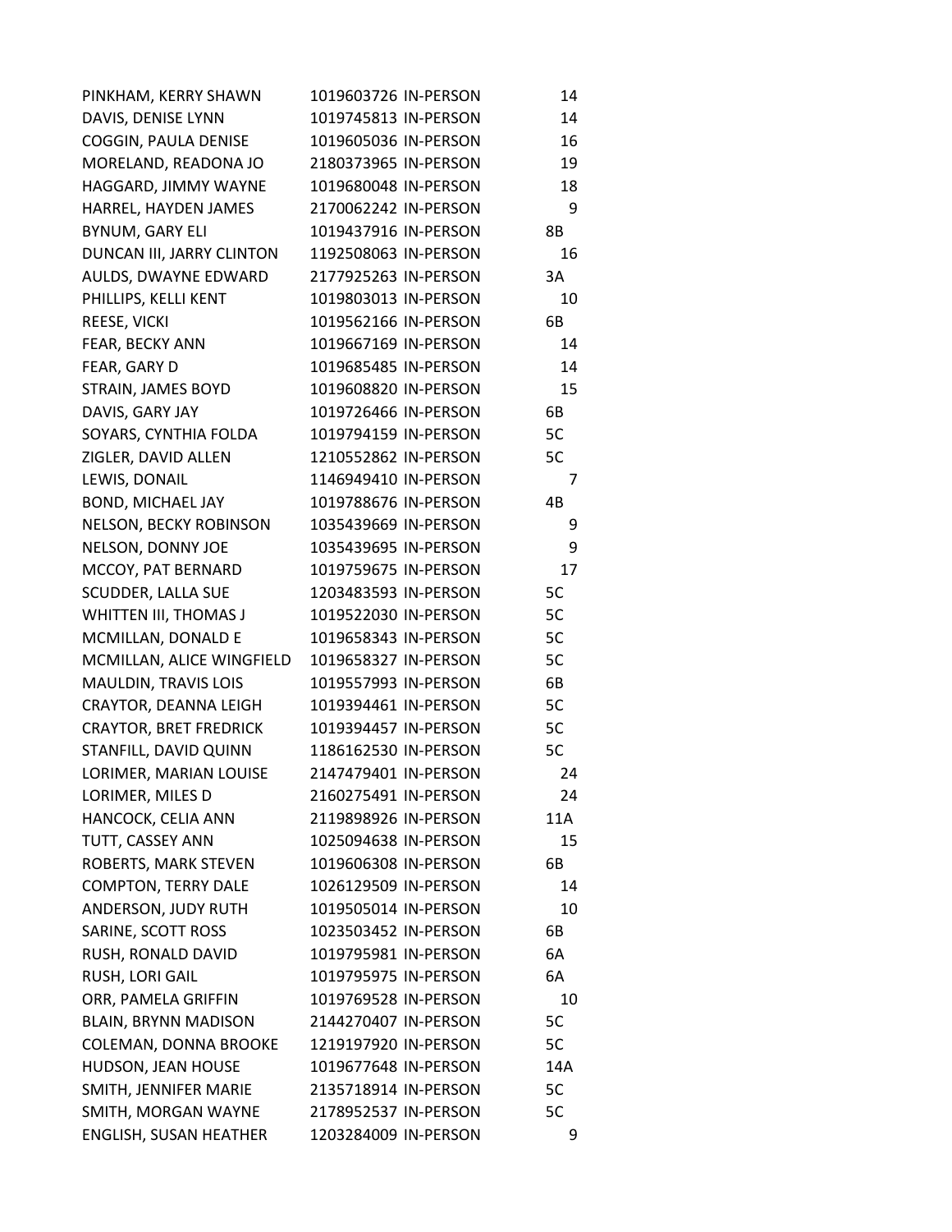| | | | |
|---|---|---|---|
| PINKHAM, KERRY SHAWN | 1019603726 | IN-PERSON | 14 |
| DAVIS, DENISE LYNN | 1019745813 | IN-PERSON | 14 |
| COGGIN, PAULA DENISE | 1019605036 | IN-PERSON | 16 |
| MORELAND, READONA JO | 2180373965 | IN-PERSON | 19 |
| HAGGARD, JIMMY WAYNE | 1019680048 | IN-PERSON | 18 |
| HARREL, HAYDEN JAMES | 2170062242 | IN-PERSON | 9 |
| BYNUM, GARY ELI | 1019437916 | IN-PERSON | 8B |
| DUNCAN III, JARRY CLINTON | 1192508063 | IN-PERSON | 16 |
| AULDS, DWAYNE EDWARD | 2177925263 | IN-PERSON | 3A |
| PHILLIPS, KELLI KENT | 1019803013 | IN-PERSON | 10 |
| REESE, VICKI | 1019562166 | IN-PERSON | 6B |
| FEAR, BECKY ANN | 1019667169 | IN-PERSON | 14 |
| FEAR, GARY D | 1019685485 | IN-PERSON | 14 |
| STRAIN, JAMES BOYD | 1019608820 | IN-PERSON | 15 |
| DAVIS, GARY JAY | 1019726466 | IN-PERSON | 6B |
| SOYARS, CYNTHIA FOLDA | 1019794159 | IN-PERSON | 5C |
| ZIGLER, DAVID ALLEN | 1210552862 | IN-PERSON | 5C |
| LEWIS, DONAIL | 1146949410 | IN-PERSON | 7 |
| BOND, MICHAEL JAY | 1019788676 | IN-PERSON | 4B |
| NELSON, BECKY ROBINSON | 1035439669 | IN-PERSON | 9 |
| NELSON, DONNY JOE | 1035439695 | IN-PERSON | 9 |
| MCCOY, PAT BERNARD | 1019759675 | IN-PERSON | 17 |
| SCUDDER, LALLA SUE | 1203483593 | IN-PERSON | 5C |
| WHITTEN III, THOMAS J | 1019522030 | IN-PERSON | 5C |
| MCMILLAN, DONALD E | 1019658343 | IN-PERSON | 5C |
| MCMILLAN, ALICE WINGFIELD | 1019658327 | IN-PERSON | 5C |
| MAULDIN, TRAVIS LOIS | 1019557993 | IN-PERSON | 6B |
| CRAYTOR, DEANNA LEIGH | 1019394461 | IN-PERSON | 5C |
| CRAYTOR, BRET FREDRICK | 1019394457 | IN-PERSON | 5C |
| STANFILL, DAVID QUINN | 1186162530 | IN-PERSON | 5C |
| LORIMER, MARIAN LOUISE | 2147479401 | IN-PERSON | 24 |
| LORIMER, MILES D | 2160275491 | IN-PERSON | 24 |
| HANCOCK, CELIA ANN | 2119898926 | IN-PERSON | 11A |
| TUTT, CASSEY ANN | 1025094638 | IN-PERSON | 15 |
| ROBERTS, MARK STEVEN | 1019606308 | IN-PERSON | 6B |
| COMPTON, TERRY DALE | 1026129509 | IN-PERSON | 14 |
| ANDERSON, JUDY RUTH | 1019505014 | IN-PERSON | 10 |
| SARINE, SCOTT ROSS | 1023503452 | IN-PERSON | 6B |
| RUSH, RONALD DAVID | 1019795981 | IN-PERSON | 6A |
| RUSH, LORI GAIL | 1019795975 | IN-PERSON | 6A |
| ORR, PAMELA GRIFFIN | 1019769528 | IN-PERSON | 10 |
| BLAIN, BRYNN MADISON | 2144270407 | IN-PERSON | 5C |
| COLEMAN, DONNA BROOKE | 1219197920 | IN-PERSON | 5C |
| HUDSON, JEAN HOUSE | 1019677648 | IN-PERSON | 14A |
| SMITH, JENNIFER MARIE | 2135718914 | IN-PERSON | 5C |
| SMITH, MORGAN WAYNE | 2178952537 | IN-PERSON | 5C |
| ENGLISH, SUSAN HEATHER | 1203284009 | IN-PERSON | 9 |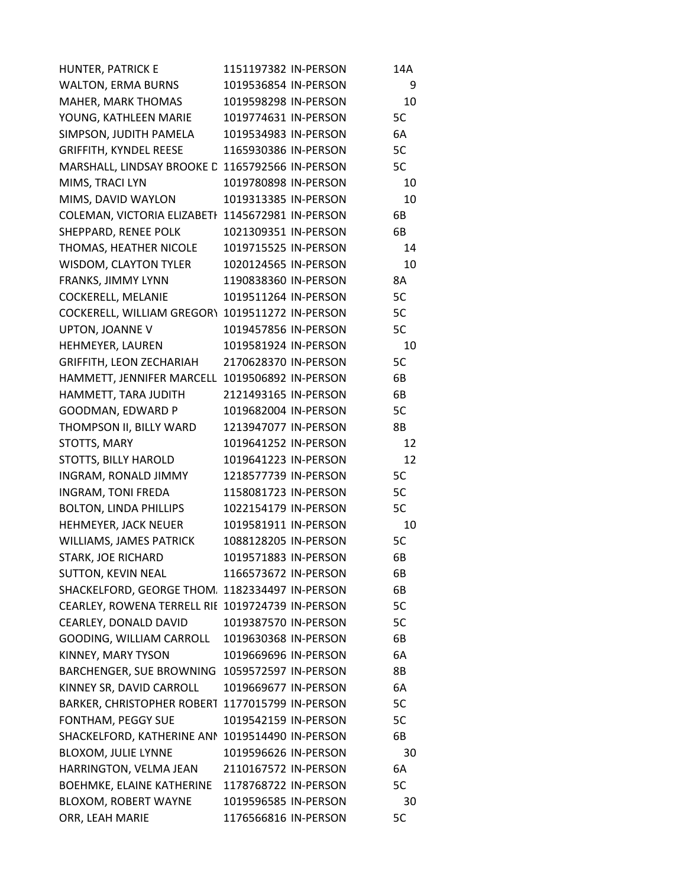| | | | |
|---|---|---|---|
| HUNTER, PATRICK E | 1151197382 | IN-PERSON | 14A |
| WALTON, ERMA BURNS | 1019536854 | IN-PERSON | 9 |
| MAHER, MARK THOMAS | 1019598298 | IN-PERSON | 10 |
| YOUNG, KATHLEEN MARIE | 1019774631 | IN-PERSON | 5C |
| SIMPSON, JUDITH PAMELA | 1019534983 | IN-PERSON | 6A |
| GRIFFITH, KYNDEL REESE | 1165930386 | IN-PERSON | 5C |
| MARSHALL, LINDSAY BROOKE D | 1165792566 | IN-PERSON | 5C |
| MIMS, TRACI LYN | 1019780898 | IN-PERSON | 10 |
| MIMS, DAVID WAYLON | 1019313385 | IN-PERSON | 10 |
| COLEMAN, VICTORIA ELIZABETH | 1145672981 | IN-PERSON | 6B |
| SHEPPARD, RENEE POLK | 1021309351 | IN-PERSON | 6B |
| THOMAS, HEATHER NICOLE | 1019715525 | IN-PERSON | 14 |
| WISDOM, CLAYTON TYLER | 1020124565 | IN-PERSON | 10 |
| FRANKS, JIMMY LYNN | 1190838360 | IN-PERSON | 8A |
| COCKERELL, MELANIE | 1019511264 | IN-PERSON | 5C |
| COCKERELL, WILLIAM GREGORY | 1019511272 | IN-PERSON | 5C |
| UPTON, JOANNE V | 1019457856 | IN-PERSON | 5C |
| HEHMEYER, LAUREN | 1019581924 | IN-PERSON | 10 |
| GRIFFITH, LEON ZECHARIAH | 2170628370 | IN-PERSON | 5C |
| HAMMETT, JENNIFER MARCELL | 1019506892 | IN-PERSON | 6B |
| HAMMETT, TARA JUDITH | 2121493165 | IN-PERSON | 6B |
| GOODMAN, EDWARD P | 1019682004 | IN-PERSON | 5C |
| THOMPSON II, BILLY WARD | 1213947077 | IN-PERSON | 8B |
| STOTTS, MARY | 1019641252 | IN-PERSON | 12 |
| STOTTS, BILLY HAROLD | 1019641223 | IN-PERSON | 12 |
| INGRAM, RONALD JIMMY | 1218577739 | IN-PERSON | 5C |
| INGRAM, TONI FREDA | 1158081723 | IN-PERSON | 5C |
| BOLTON, LINDA PHILLIPS | 1022154179 | IN-PERSON | 5C |
| HEHMEYER, JACK NEUER | 1019581911 | IN-PERSON | 10 |
| WILLIAMS, JAMES PATRICK | 1088128205 | IN-PERSON | 5C |
| STARK, JOE RICHARD | 1019571883 | IN-PERSON | 6B |
| SUTTON, KEVIN NEAL | 1166573672 | IN-PERSON | 6B |
| SHACKELFORD, GEORGE THOM | 1182334497 | IN-PERSON | 6B |
| CEARLEY, ROWENA TERRELL RI | 1019724739 | IN-PERSON | 5C |
| CEARLEY, DONALD DAVID | 1019387570 | IN-PERSON | 5C |
| GOODING, WILLIAM CARROLL | 1019630368 | IN-PERSON | 6B |
| KINNEY, MARY TYSON | 1019669696 | IN-PERSON | 6A |
| BARCHENGER, SUE BROWNING | 1059572597 | IN-PERSON | 8B |
| KINNEY SR, DAVID CARROLL | 1019669677 | IN-PERSON | 6A |
| BARKER, CHRISTOPHER ROBERT | 1177015799 | IN-PERSON | 5C |
| FONTHAM, PEGGY SUE | 1019542159 | IN-PERSON | 5C |
| SHACKELFORD, KATHERINE ANN | 1019514490 | IN-PERSON | 6B |
| BLOXOM, JULIE LYNNE | 1019596626 | IN-PERSON | 30 |
| HARRINGTON, VELMA JEAN | 2110167572 | IN-PERSON | 6A |
| BOEHMKE, ELAINE KATHERINE | 1178768722 | IN-PERSON | 5C |
| BLOXOM, ROBERT WAYNE | 1019596585 | IN-PERSON | 30 |
| ORR, LEAH MARIE | 1176566816 | IN-PERSON | 5C |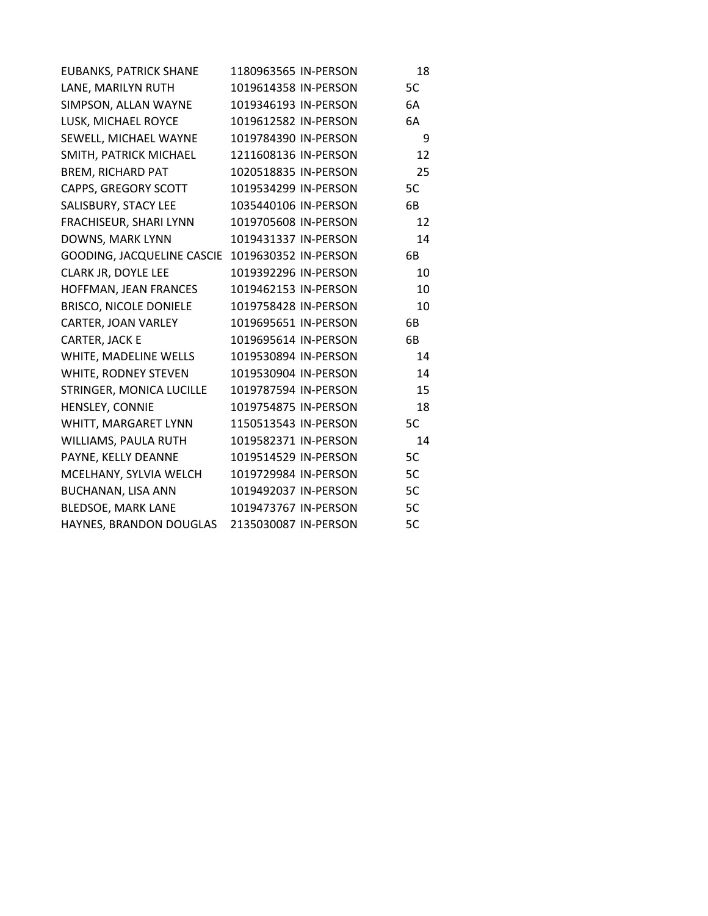| | | | |
|---|---|---|---|
| EUBANKS, PATRICK SHANE | 1180963565 | IN-PERSON | 18 |
| LANE, MARILYN RUTH | 1019614358 | IN-PERSON | 5C |
| SIMPSON, ALLAN WAYNE | 1019346193 | IN-PERSON | 6A |
| LUSK, MICHAEL ROYCE | 1019612582 | IN-PERSON | 6A |
| SEWELL, MICHAEL WAYNE | 1019784390 | IN-PERSON | 9 |
| SMITH, PATRICK MICHAEL | 1211608136 | IN-PERSON | 12 |
| BREM, RICHARD PAT | 1020518835 | IN-PERSON | 25 |
| CAPPS, GREGORY SCOTT | 1019534299 | IN-PERSON | 5C |
| SALISBURY, STACY LEE | 1035440106 | IN-PERSON | 6B |
| FRACHISEUR, SHARI LYNN | 1019705608 | IN-PERSON | 12 |
| DOWNS, MARK LYNN | 1019431337 | IN-PERSON | 14 |
| GOODING, JACQUELINE CASCIE | 1019630352 | IN-PERSON | 6B |
| CLARK JR, DOYLE LEE | 1019392296 | IN-PERSON | 10 |
| HOFFMAN, JEAN FRANCES | 1019462153 | IN-PERSON | 10 |
| BRISCO, NICOLE DONIELE | 1019758428 | IN-PERSON | 10 |
| CARTER, JOAN VARLEY | 1019695651 | IN-PERSON | 6B |
| CARTER, JACK E | 1019695614 | IN-PERSON | 6B |
| WHITE, MADELINE WELLS | 1019530894 | IN-PERSON | 14 |
| WHITE, RODNEY STEVEN | 1019530904 | IN-PERSON | 14 |
| STRINGER, MONICA LUCILLE | 1019787594 | IN-PERSON | 15 |
| HENSLEY, CONNIE | 1019754875 | IN-PERSON | 18 |
| WHITT, MARGARET LYNN | 1150513543 | IN-PERSON | 5C |
| WILLIAMS, PAULA RUTH | 1019582371 | IN-PERSON | 14 |
| PAYNE, KELLY DEANNE | 1019514529 | IN-PERSON | 5C |
| MCELHANY, SYLVIA WELCH | 1019729984 | IN-PERSON | 5C |
| BUCHANAN, LISA ANN | 1019492037 | IN-PERSON | 5C |
| BLEDSOE, MARK LANE | 1019473767 | IN-PERSON | 5C |
| HAYNES, BRANDON DOUGLAS | 2135030087 | IN-PERSON | 5C |